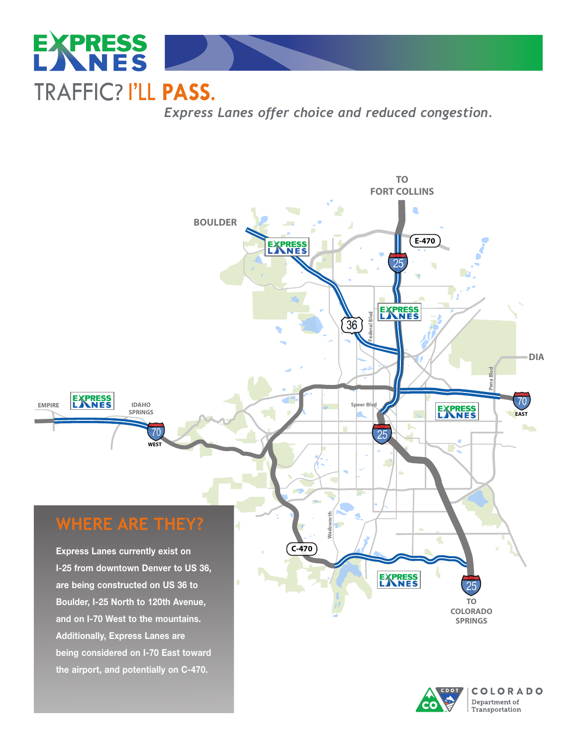# EXPRESS LANES

## TRAFFIC? I'LL PASS.

*Express Lanes offer choice and reduced congestion.*

TO FORT COLLINS

BOULDER

E-470

25

36

Federal Blvd

EXPRESS LANES

DIA

Pena Blvd

70 EAST

EMPIRE

IDAHO SPRINGS

70 WEST

Speer Blvd

25

Wadsworth

C-470

25

TO COLORADO SPRINGS

## WHERE ARE THEY?

**Express Lanes currently exist on I-25 from downtown Denver to US 36, are being constructed on US 36 to Boulder, I-25 North to 120th Avenue, and on I-70 West to the mountains. Additionally, Express Lanes are being considered on I-70 East toward the airport, and potentially on C-470.**

COLORADO Department of Transportation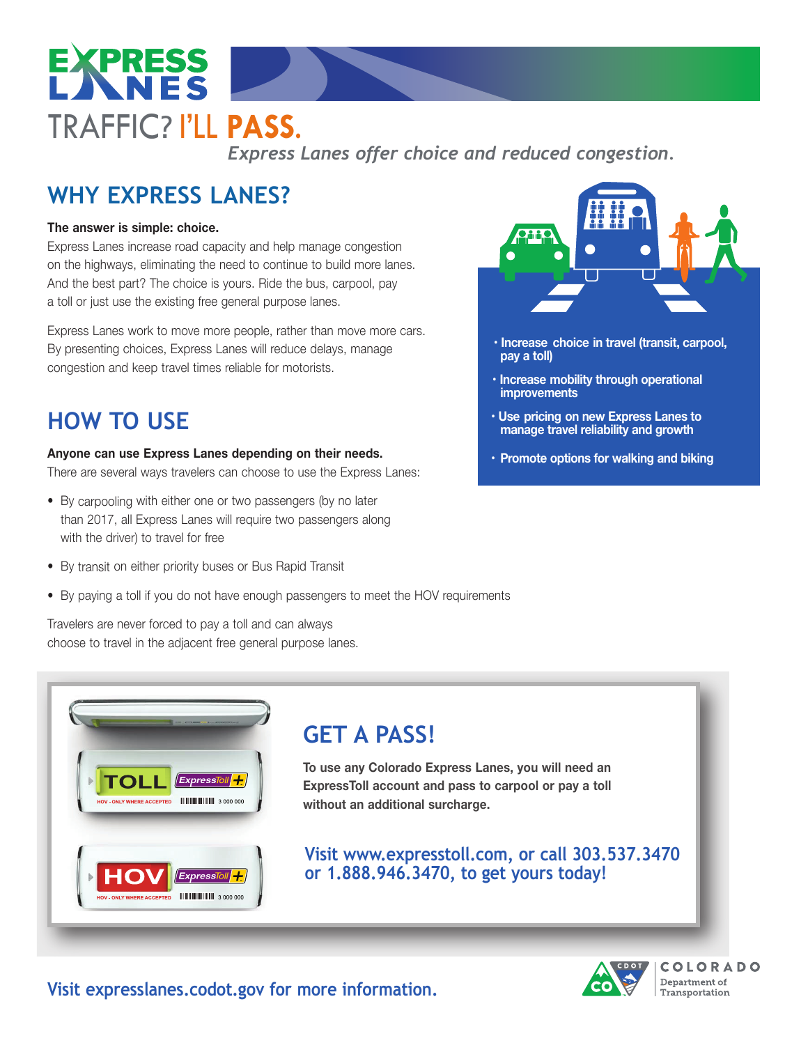# EXPRESS LANES

## TRAFFIC? I'LL PASS.

*Express Lanes offer choice and reduced congestion.*

## WHY EXPRESS LANES?

**The answer is simple: choice.**
Express Lanes increase road capacity and help manage congestion on the highways, eliminating the need to continue to build more lanes. And the best part? The choice is yours. Ride the bus, carpool, pay a toll or just use the existing free general purpose lanes.

Express Lanes work to move more people, rather than move more cars. By presenting choices, Express Lanes will reduce delays, manage congestion and keep travel times reliable for motorists.

- **Increase choice in travel (transit, carpool, pay a toll)**
- **Increase mobility through operational improvements**
- **Use pricing on new Express Lanes to manage travel reliability and growth**
- **Promote options for walking and biking**

## HOW TO USE

**Anyone can use Express Lanes depending on their needs.**
There are several ways travelers can choose to use the Express Lanes:

- By carpooling with either one or two passengers (by no later than 2017, all Express Lanes will require two passengers along with the driver) to travel for free
- By transit on either priority buses or Bus Rapid Transit
- By paying a toll if you do not have enough passengers to meet the HOV requirements

Travelers are never forced to pay a toll and can always choose to travel in the adjacent free general purpose lanes.

## GET A PASS!

**To use any Colorado Express Lanes, you will need an ExpressToll account and pass to carpool or pay a toll without an additional surcharge.**

Visit www.expresstoll.com, or call 303.537.3470 or 1.888.946.3470, to get yours today!

Visit expresslanes.codot.gov for more information.

COLORADO Department of Transportation